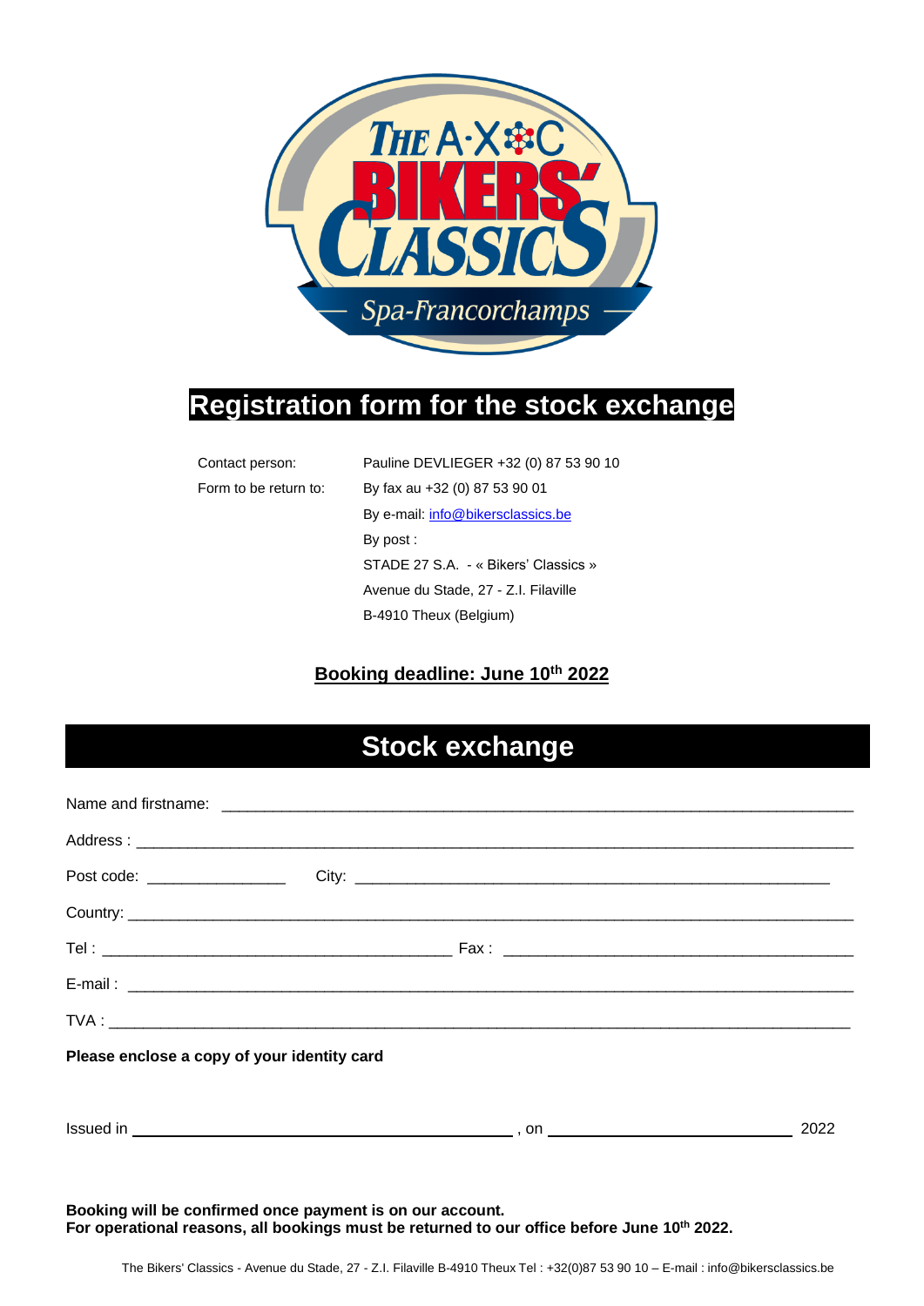# Registration form for the stock exchange

Contact person: Pauline DEVLIEGER +32 (0) 87 53 90 10

Form to be return to: By fax au +32 (0) 87 53 90 01

By e-mail: info@bikersclassics.be

By post :

STADE 27 S.A. - « Bikers' Classics »

Avenue du Stade, 27 - Z.I. Filaville

B-4910 Theux (Belgium)

**Booking deadline: June 10th 2022**

## Stock exchange

Name and firstname: ___________________________________________________________________________

Address : ___________________________________________________________________________

Post code: _______________ City: ___________________________________________________

Country: ___________________________________________________________________________

Tel : _______________________________________ Fax : _______________________________________

E-mail : ___________________________________________________________________________

TVA : ___________________________________________________________________________

**Please enclose a copy of your identity card**

Issued in ___________________________________________ , on ___________________________ 2022

**Booking will be confirmed once payment is on our account.**
**For operational reasons, all bookings must be returned to our office before June 10th 2022.**

The Bikers' Classics - Avenue du Stade, 27 - Z.I. Filaville B-4910 Theux Tel : +32(0)87 53 90 10 – E-mail : info@bikersclassics.be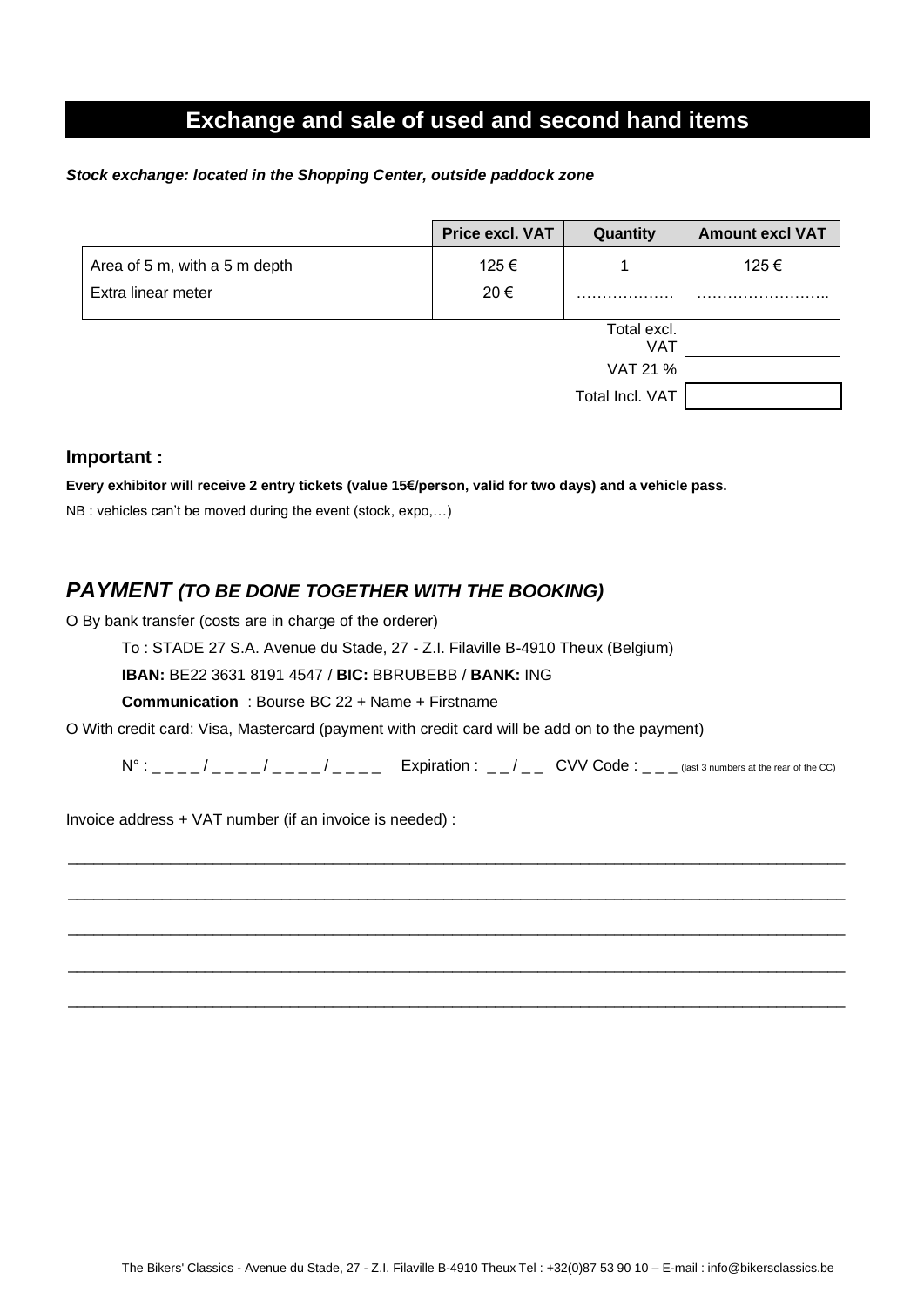# Exchange and sale of used and second hand items

***Stock exchange: located in the Shopping Center, outside paddock zone***

| | Price excl. VAT | Quantity | Amount excl VAT |
|---|---|---|---|
| Area of 5 m, with a 5 m depth | 125 € | 1 | 125 € |
| Extra linear meter | 20 € | ………………. | …………………….. |
| | | Total excl. VAT | |
| | | VAT 21 % | |
| | | Total Incl. VAT | |

### Important :

**Every exhibitor will receive 2 entry tickets (value 15€/person, valid for two days) and a vehicle pass.**

NB : vehicles can't be moved during the event (stock, expo,…)

## *PAYMENT (TO BE DONE TOGETHER WITH THE BOOKING)*

O By bank transfer (costs are in charge of the orderer)

To : STADE 27 S.A. Avenue du Stade, 27 - Z.I. Filaville B-4910 Theux (Belgium)

**IBAN:** BE22 3631 8191 4547 / **BIC:** BBRUBEBB / **BANK:** ING

**Communication** : Bourse BC 22 + Name + Firstname

O With credit card: Visa, Mastercard (payment with credit card will be add on to the payment)

N° : _ _ _ _ / _ _ _ _ / _ _ _ _ / _ _ _ _   Expiration : _ _ / _ _   CVV Code : _ _ _ (last 3 numbers at the rear of the CC)

Invoice address + VAT number (if an invoice is needed) :

______________________________________________________________________________

______________________________________________________________________________

______________________________________________________________________________

______________________________________________________________________________

______________________________________________________________________________

The Bikers' Classics - Avenue du Stade, 27 - Z.I. Filaville B-4910 Theux Tel : +32(0)87 53 90 10 – E-mail : info@bikersclassics.be